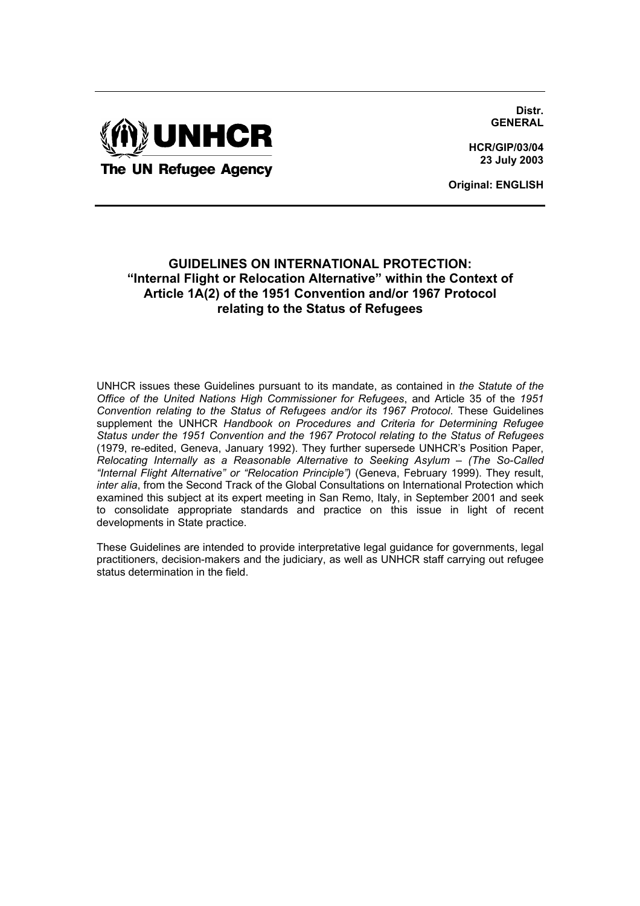UNHCR
The UN Refugee Agency

**Distr.**
**GENERAL**

**HCR/GIP/03/04**
**23 July 2003**

**Original: ENGLISH**

## GUIDELINES ON INTERNATIONAL PROTECTION: "Internal Flight or Relocation Alternative" within the Context of Article 1A(2) of the 1951 Convention and/or 1967 Protocol relating to the Status of Refugees

UNHCR issues these Guidelines pursuant to its mandate, as contained in *the Statute of the Office of the United Nations High Commissioner for Refugees*, and Article 35 of the *1951 Convention relating to the Status of Refugees and/or its 1967 Protocol*. These Guidelines supplement the UNHCR *Handbook on Procedures and Criteria for Determining Refugee Status under the 1951 Convention and the 1967 Protocol relating to the Status of Refugees* (1979, re-edited, Geneva, January 1992). They further supersede UNHCR's Position Paper, *Relocating Internally as a Reasonable Alternative to Seeking Asylum – (The So-Called "Internal Flight Alternative" or "Relocation Principle")* (Geneva, February 1999). They result, *inter alia*, from the Second Track of the Global Consultations on International Protection which examined this subject at its expert meeting in San Remo, Italy, in September 2001 and seek to consolidate appropriate standards and practice on this issue in light of recent developments in State practice.

These Guidelines are intended to provide interpretative legal guidance for governments, legal practitioners, decision-makers and the judiciary, as well as UNHCR staff carrying out refugee status determination in the field.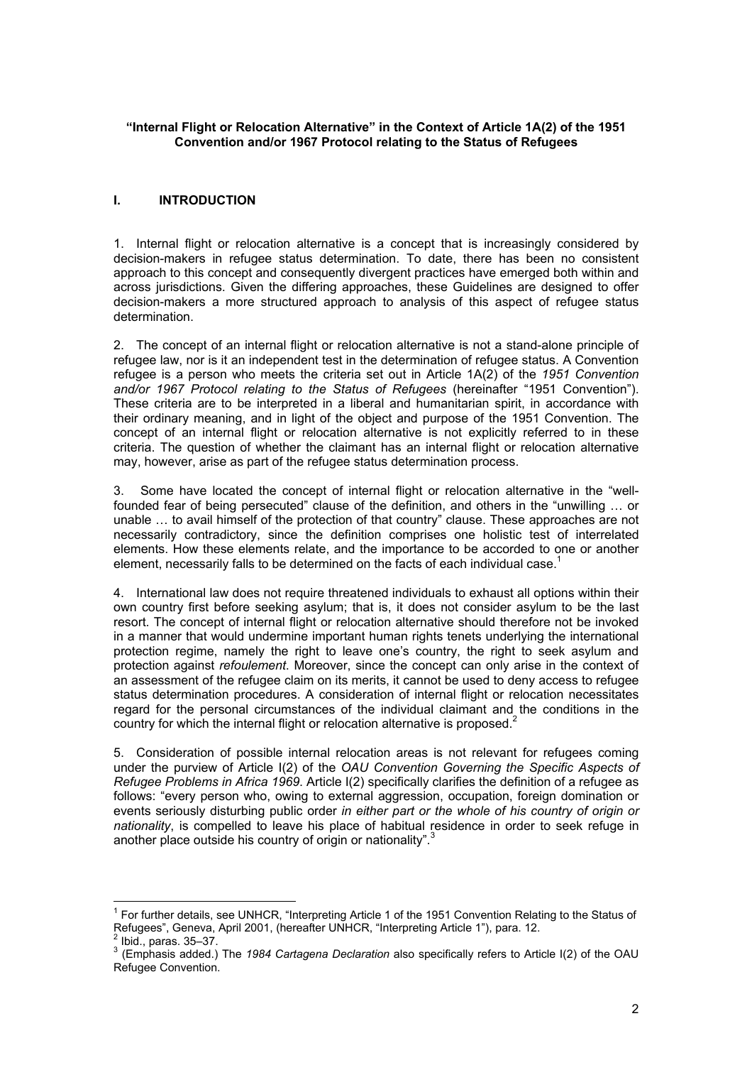**"Internal Flight or Relocation Alternative" in the Context of Article 1A(2) of the 1951 Convention and/or 1967 Protocol relating to the Status of Refugees**

## I. INTRODUCTION

1. Internal flight or relocation alternative is a concept that is increasingly considered by decision-makers in refugee status determination. To date, there has been no consistent approach to this concept and consequently divergent practices have emerged both within and across jurisdictions. Given the differing approaches, these Guidelines are designed to offer decision-makers a more structured approach to analysis of this aspect of refugee status determination.

2. The concept of an internal flight or relocation alternative is not a stand-alone principle of refugee law, nor is it an independent test in the determination of refugee status. A Convention refugee is a person who meets the criteria set out in Article 1A(2) of the *1951 Convention and/or 1967 Protocol relating to the Status of Refugees* (hereinafter "1951 Convention"). These criteria are to be interpreted in a liberal and humanitarian spirit, in accordance with their ordinary meaning, and in light of the object and purpose of the 1951 Convention. The concept of an internal flight or relocation alternative is not explicitly referred to in these criteria. The question of whether the claimant has an internal flight or relocation alternative may, however, arise as part of the refugee status determination process.

3. Some have located the concept of internal flight or relocation alternative in the "well-founded fear of being persecuted" clause of the definition, and others in the "unwilling … or unable … to avail himself of the protection of that country" clause. These approaches are not necessarily contradictory, since the definition comprises one holistic test of interrelated elements. How these elements relate, and the importance to be accorded to one or another element, necessarily falls to be determined on the facts of each individual case.[1]

4. International law does not require threatened individuals to exhaust all options within their own country first before seeking asylum; that is, it does not consider asylum to be the last resort. The concept of internal flight or relocation alternative should therefore not be invoked in a manner that would undermine important human rights tenets underlying the international protection regime, namely the right to leave one's country, the right to seek asylum and protection against *refoulement*. Moreover, since the concept can only arise in the context of an assessment of the refugee claim on its merits, it cannot be used to deny access to refugee status determination procedures. A consideration of internal flight or relocation necessitates regard for the personal circumstances of the individual claimant and the conditions in the country for which the internal flight or relocation alternative is proposed.[2]

5. Consideration of possible internal relocation areas is not relevant for refugees coming under the purview of Article I(2) of the *OAU Convention Governing the Specific Aspects of Refugee Problems in Africa 1969*. Article I(2) specifically clarifies the definition of a refugee as follows: "every person who, owing to external aggression, occupation, foreign domination or events seriously disturbing public order *in either part or the whole of his country of origin or nationality*, is compelled to leave his place of habitual residence in order to seek refuge in another place outside his country of origin or nationality".[3]

---

[1] For further details, see UNHCR, "Interpreting Article 1 of the 1951 Convention Relating to the Status of Refugees", Geneva, April 2001, (hereafter UNHCR, "Interpreting Article 1"), para. 12.

[2] Ibid., paras. 35–37.

[3] (Emphasis added.) The *1984 Cartagena Declaration* also specifically refers to Article I(2) of the OAU Refugee Convention.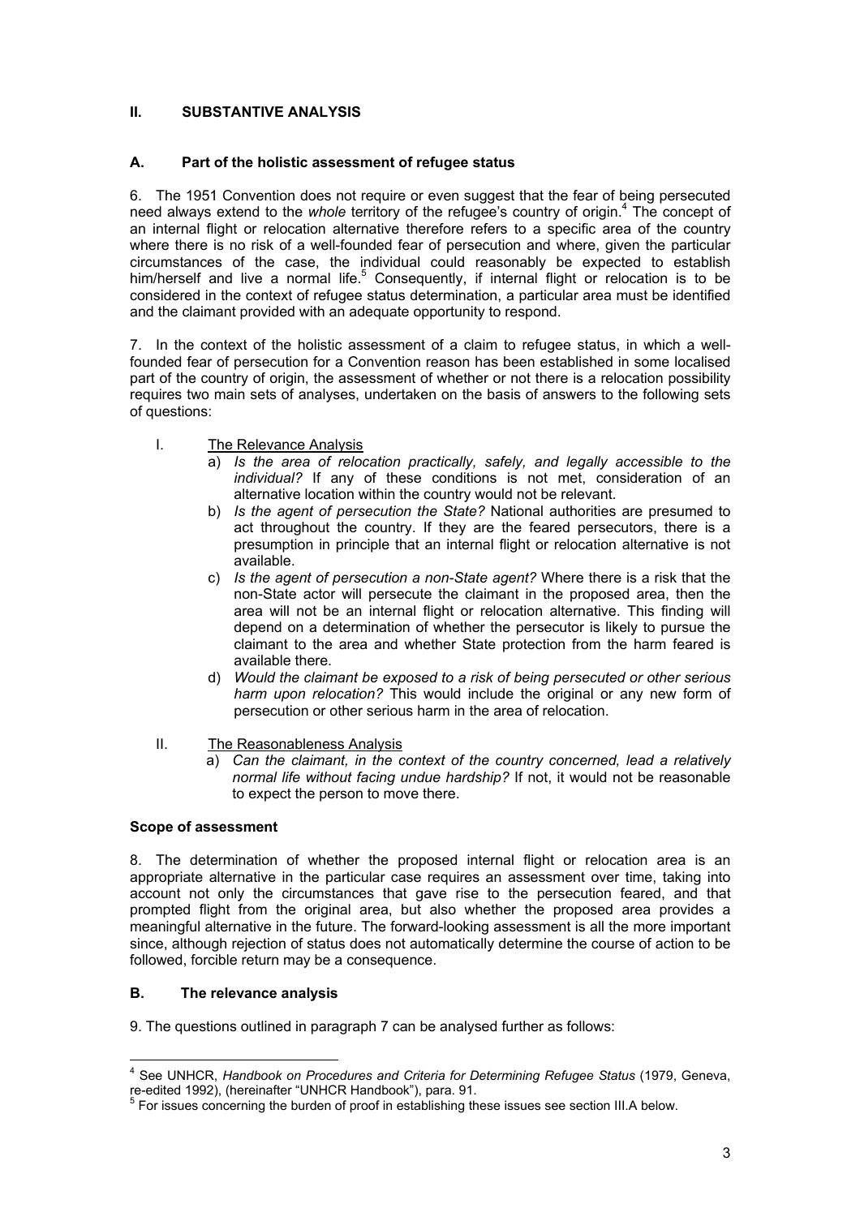## II. SUBSTANTIVE ANALYSIS

### A. Part of the holistic assessment of refugee status

6. The 1951 Convention does not require or even suggest that the fear of being persecuted need always extend to the *whole* territory of the refugee's country of origin.[4] The concept of an internal flight or relocation alternative therefore refers to a specific area of the country where there is no risk of a well-founded fear of persecution and where, given the particular circumstances of the case, the individual could reasonably be expected to establish him/herself and live a normal life.[5] Consequently, if internal flight or relocation is to be considered in the context of refugee status determination, a particular area must be identified and the claimant provided with an adequate opportunity to respond.

7. In the context of the holistic assessment of a claim to refugee status, in which a well-founded fear of persecution for a Convention reason has been established in some localised part of the country of origin, the assessment of whether or not there is a relocation possibility requires two main sets of analyses, undertaken on the basis of answers to the following sets of questions:

I. The Relevance Analysis

a) *Is the area of relocation practically, safely, and legally accessible to the individual?* If any of these conditions is not met, consideration of an alternative location within the country would not be relevant.

b) *Is the agent of persecution the State?* National authorities are presumed to act throughout the country. If they are the feared persecutors, there is a presumption in principle that an internal flight or relocation alternative is not available.

c) *Is the agent of persecution a non-State agent?* Where there is a risk that the non-State actor will persecute the claimant in the proposed area, then the area will not be an internal flight or relocation alternative. This finding will depend on a determination of whether the persecutor is likely to pursue the claimant to the area and whether State protection from the harm feared is available there.

d) *Would the claimant be exposed to a risk of being persecuted or other serious harm upon relocation?* This would include the original or any new form of persecution or other serious harm in the area of relocation.

II. The Reasonableness Analysis

a) *Can the claimant, in the context of the country concerned, lead a relatively normal life without facing undue hardship?* If not, it would not be reasonable to expect the person to move there.

**Scope of assessment**

8. The determination of whether the proposed internal flight or relocation area is an appropriate alternative in the particular case requires an assessment over time, taking into account not only the circumstances that gave rise to the persecution feared, and that prompted flight from the original area, but also whether the proposed area provides a meaningful alternative in the future. The forward-looking assessment is all the more important since, although rejection of status does not automatically determine the course of action to be followed, forcible return may be a consequence.

### B. The relevance analysis

9. The questions outlined in paragraph 7 can be analysed further as follows:

---

[4] See UNHCR, *Handbook on Procedures and Criteria for Determining Refugee Status* (1979, Geneva, re-edited 1992), (hereinafter "UNHCR Handbook"), para. 91.

[5] For issues concerning the burden of proof in establishing these issues see section III.A below.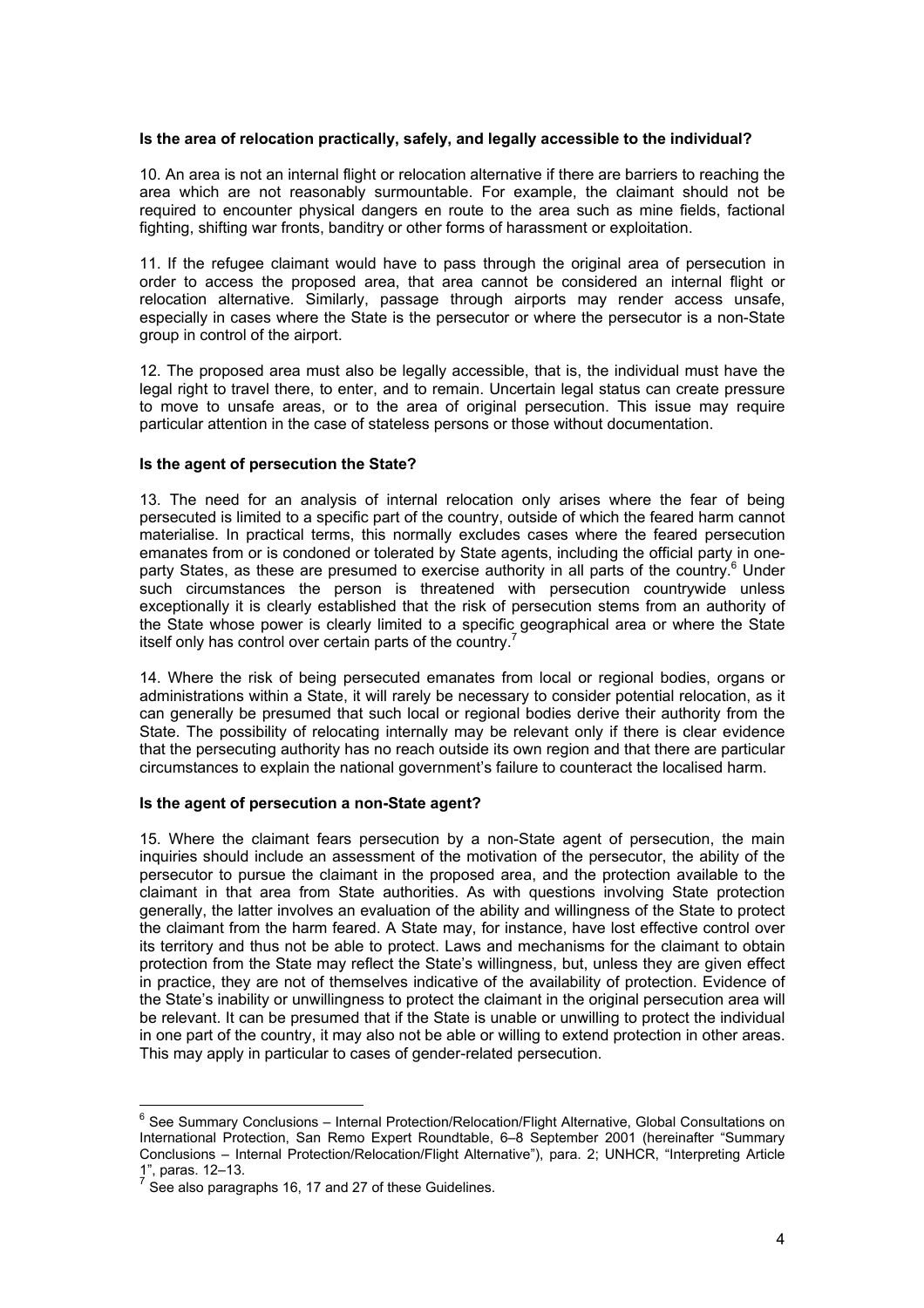**Is the area of relocation practically, safely, and legally accessible to the individual?**

10. An area is not an internal flight or relocation alternative if there are barriers to reaching the area which are not reasonably surmountable. For example, the claimant should not be required to encounter physical dangers en route to the area such as mine fields, factional fighting, shifting war fronts, banditry or other forms of harassment or exploitation.

11. If the refugee claimant would have to pass through the original area of persecution in order to access the proposed area, that area cannot be considered an internal flight or relocation alternative. Similarly, passage through airports may render access unsafe, especially in cases where the State is the persecutor or where the persecutor is a non-State group in control of the airport.

12. The proposed area must also be legally accessible, that is, the individual must have the legal right to travel there, to enter, and to remain. Uncertain legal status can create pressure to move to unsafe areas, or to the area of original persecution. This issue may require particular attention in the case of stateless persons or those without documentation.

**Is the agent of persecution the State?**

13. The need for an analysis of internal relocation only arises where the fear of being persecuted is limited to a specific part of the country, outside of which the feared harm cannot materialise. In practical terms, this normally excludes cases where the feared persecution emanates from or is condoned or tolerated by State agents, including the official party in one-party States, as these are presumed to exercise authority in all parts of the country.[6] Under such circumstances the person is threatened with persecution countrywide unless exceptionally it is clearly established that the risk of persecution stems from an authority of the State whose power is clearly limited to a specific geographical area or where the State itself only has control over certain parts of the country.[7]

14. Where the risk of being persecuted emanates from local or regional bodies, organs or administrations within a State, it will rarely be necessary to consider potential relocation, as it can generally be presumed that such local or regional bodies derive their authority from the State. The possibility of relocating internally may be relevant only if there is clear evidence that the persecuting authority has no reach outside its own region and that there are particular circumstances to explain the national government's failure to counteract the localised harm.

**Is the agent of persecution a non-State agent?**

15. Where the claimant fears persecution by a non-State agent of persecution, the main inquiries should include an assessment of the motivation of the persecutor, the ability of the persecutor to pursue the claimant in the proposed area, and the protection available to the claimant in that area from State authorities. As with questions involving State protection generally, the latter involves an evaluation of the ability and willingness of the State to protect the claimant from the harm feared. A State may, for instance, have lost effective control over its territory and thus not be able to protect. Laws and mechanisms for the claimant to obtain protection from the State may reflect the State's willingness, but, unless they are given effect in practice, they are not of themselves indicative of the availability of protection. Evidence of the State's inability or unwillingness to protect the claimant in the original persecution area will be relevant. It can be presumed that if the State is unable or unwilling to protect the individual in one part of the country, it may also not be able or willing to extend protection in other areas. This may apply in particular to cases of gender-related persecution.

---

[6] See Summary Conclusions – Internal Protection/Relocation/Flight Alternative, Global Consultations on International Protection, San Remo Expert Roundtable, 6–8 September 2001 (hereinafter "Summary Conclusions – Internal Protection/Relocation/Flight Alternative"), para. 2; UNHCR, "Interpreting Article 1", paras. 12–13.

[7] See also paragraphs 16, 17 and 27 of these Guidelines.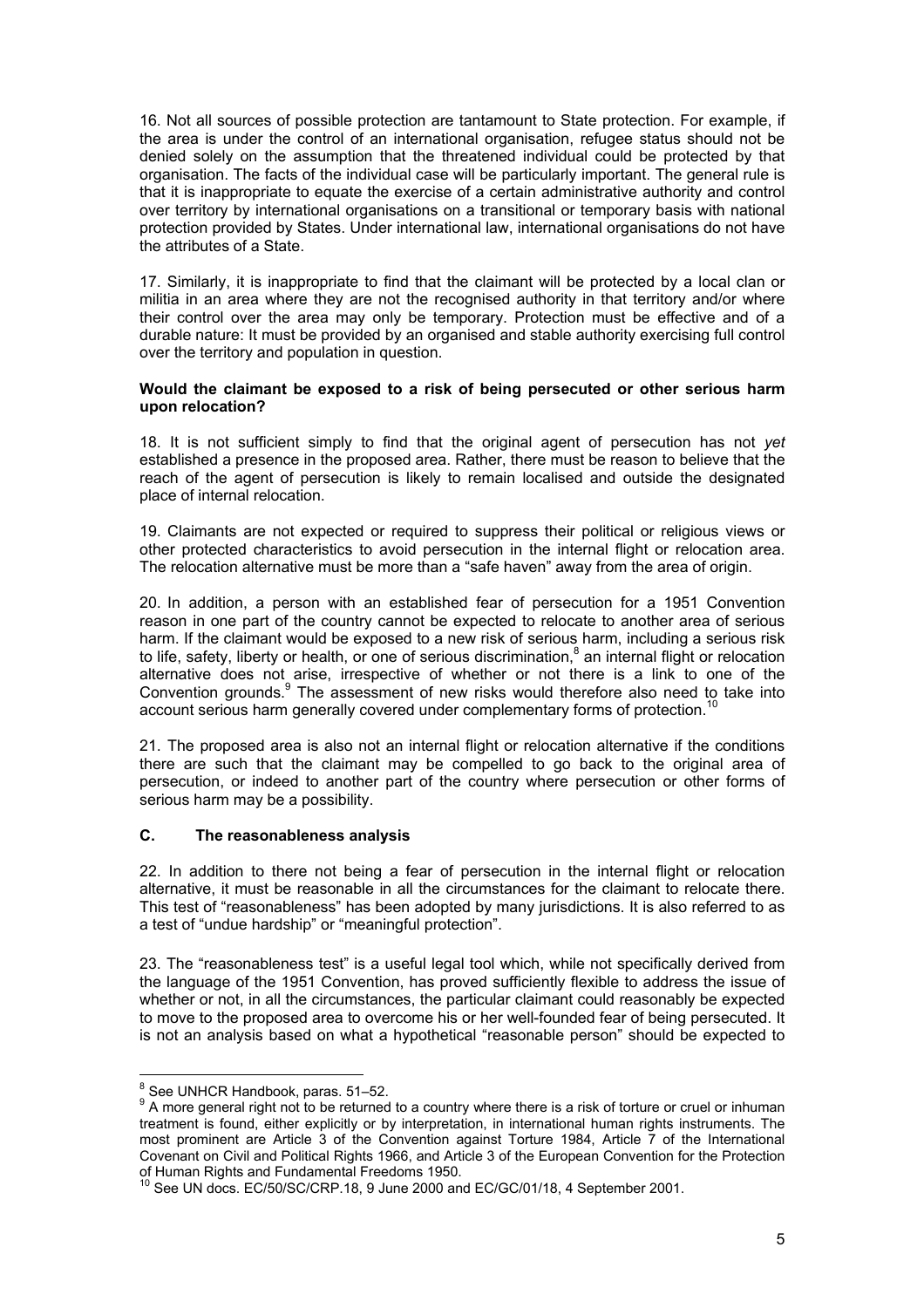16. Not all sources of possible protection are tantamount to State protection. For example, if the area is under the control of an international organisation, refugee status should not be denied solely on the assumption that the threatened individual could be protected by that organisation. The facts of the individual case will be particularly important. The general rule is that it is inappropriate to equate the exercise of a certain administrative authority and control over territory by international organisations on a transitional or temporary basis with national protection provided by States. Under international law, international organisations do not have the attributes of a State.

17. Similarly, it is inappropriate to find that the claimant will be protected by a local clan or militia in an area where they are not the recognised authority in that territory and/or where their control over the area may only be temporary. Protection must be effective and of a durable nature: It must be provided by an organised and stable authority exercising full control over the territory and population in question.

**Would the claimant be exposed to a risk of being persecuted or other serious harm upon relocation?**

18. It is not sufficient simply to find that the original agent of persecution has not *yet* established a presence in the proposed area. Rather, there must be reason to believe that the reach of the agent of persecution is likely to remain localised and outside the designated place of internal relocation.

19. Claimants are not expected or required to suppress their political or religious views or other protected characteristics to avoid persecution in the internal flight or relocation area. The relocation alternative must be more than a "safe haven" away from the area of origin.

20. In addition, a person with an established fear of persecution for a 1951 Convention reason in one part of the country cannot be expected to relocate to another area of serious harm. If the claimant would be exposed to a new risk of serious harm, including a serious risk to life, safety, liberty or health, or one of serious discrimination,[8] an internal flight or relocation alternative does not arise, irrespective of whether or not there is a link to one of the Convention grounds.[9] The assessment of new risks would therefore also need to take into account serious harm generally covered under complementary forms of protection.[10]

21. The proposed area is also not an internal flight or relocation alternative if the conditions there are such that the claimant may be compelled to go back to the original area of persecution, or indeed to another part of the country where persecution or other forms of serious harm may be a possibility.

## C. The reasonableness analysis

22. In addition to there not being a fear of persecution in the internal flight or relocation alternative, it must be reasonable in all the circumstances for the claimant to relocate there. This test of "reasonableness" has been adopted by many jurisdictions. It is also referred to as a test of "undue hardship" or "meaningful protection".

23. The "reasonableness test" is a useful legal tool which, while not specifically derived from the language of the 1951 Convention, has proved sufficiently flexible to address the issue of whether or not, in all the circumstances, the particular claimant could reasonably be expected to move to the proposed area to overcome his or her well-founded fear of being persecuted. It is not an analysis based on what a hypothetical "reasonable person" should be expected to

---

[8] See UNHCR Handbook, paras. 51–52.

[9] A more general right not to be returned to a country where there is a risk of torture or cruel or inhuman treatment is found, either explicitly or by interpretation, in international human rights instruments. The most prominent are Article 3 of the Convention against Torture 1984, Article 7 of the International Covenant on Civil and Political Rights 1966, and Article 3 of the European Convention for the Protection of Human Rights and Fundamental Freedoms 1950.

[10] See UN docs. EC/50/SC/CRP.18, 9 June 2000 and EC/GC/01/18, 4 September 2001.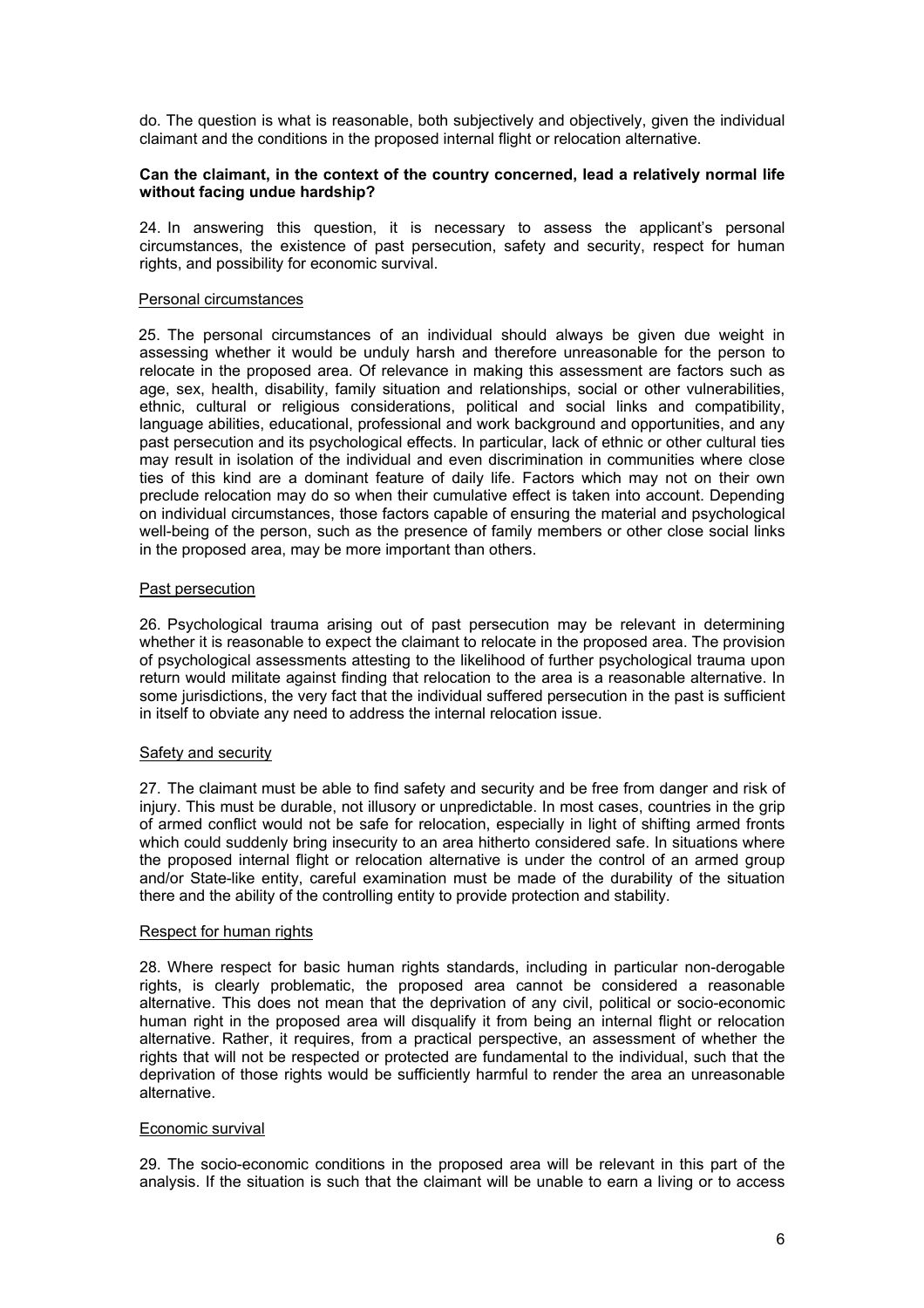do. The question is what is reasonable, both subjectively and objectively, given the individual claimant and the conditions in the proposed internal flight or relocation alternative.

**Can the claimant, in the context of the country concerned, lead a relatively normal life without facing undue hardship?**

24. In answering this question, it is necessary to assess the applicant's personal circumstances, the existence of past persecution, safety and security, respect for human rights, and possibility for economic survival.

Personal circumstances

25. The personal circumstances of an individual should always be given due weight in assessing whether it would be unduly harsh and therefore unreasonable for the person to relocate in the proposed area. Of relevance in making this assessment are factors such as age, sex, health, disability, family situation and relationships, social or other vulnerabilities, ethnic, cultural or religious considerations, political and social links and compatibility, language abilities, educational, professional and work background and opportunities, and any past persecution and its psychological effects. In particular, lack of ethnic or other cultural ties may result in isolation of the individual and even discrimination in communities where close ties of this kind are a dominant feature of daily life. Factors which may not on their own preclude relocation may do so when their cumulative effect is taken into account. Depending on individual circumstances, those factors capable of ensuring the material and psychological well-being of the person, such as the presence of family members or other close social links in the proposed area, may be more important than others.

Past persecution

26. Psychological trauma arising out of past persecution may be relevant in determining whether it is reasonable to expect the claimant to relocate in the proposed area. The provision of psychological assessments attesting to the likelihood of further psychological trauma upon return would militate against finding that relocation to the area is a reasonable alternative. In some jurisdictions, the very fact that the individual suffered persecution in the past is sufficient in itself to obviate any need to address the internal relocation issue.

Safety and security

27. The claimant must be able to find safety and security and be free from danger and risk of injury. This must be durable, not illusory or unpredictable. In most cases, countries in the grip of armed conflict would not be safe for relocation, especially in light of shifting armed fronts which could suddenly bring insecurity to an area hitherto considered safe. In situations where the proposed internal flight or relocation alternative is under the control of an armed group and/or State-like entity, careful examination must be made of the durability of the situation there and the ability of the controlling entity to provide protection and stability.

Respect for human rights

28. Where respect for basic human rights standards, including in particular non-derogable rights, is clearly problematic, the proposed area cannot be considered a reasonable alternative. This does not mean that the deprivation of any civil, political or socio-economic human right in the proposed area will disqualify it from being an internal flight or relocation alternative. Rather, it requires, from a practical perspective, an assessment of whether the rights that will not be respected or protected are fundamental to the individual, such that the deprivation of those rights would be sufficiently harmful to render the area an unreasonable alternative.

Economic survival

29. The socio-economic conditions in the proposed area will be relevant in this part of the analysis. If the situation is such that the claimant will be unable to earn a living or to access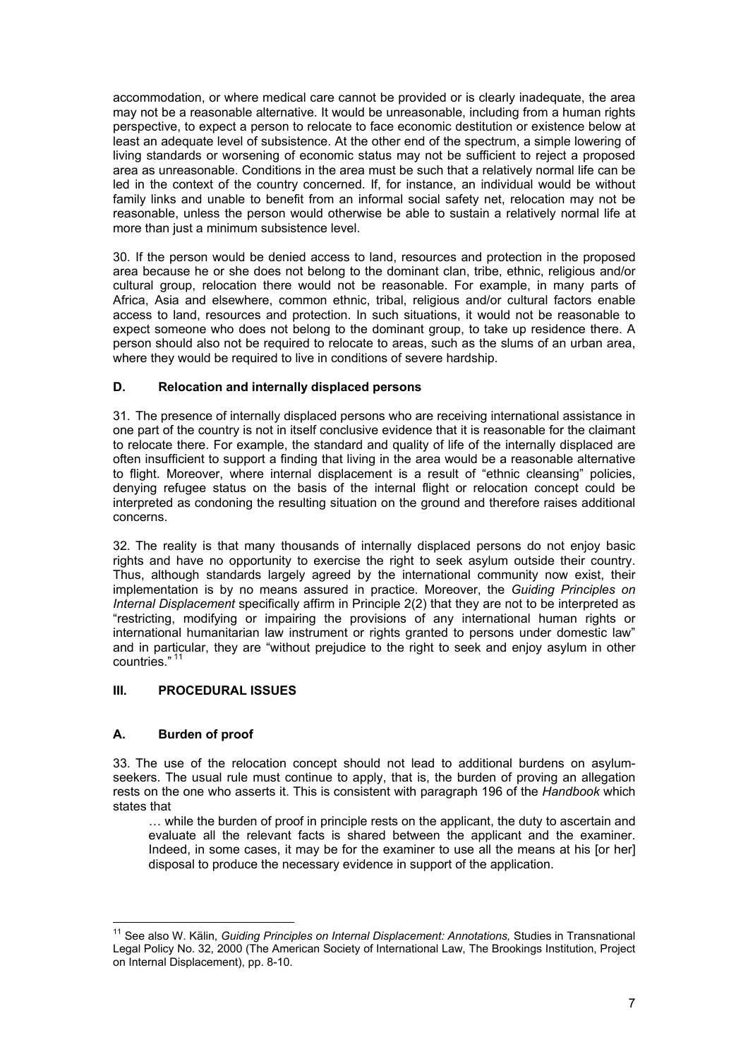accommodation, or where medical care cannot be provided or is clearly inadequate, the area may not be a reasonable alternative. It would be unreasonable, including from a human rights perspective, to expect a person to relocate to face economic destitution or existence below at least an adequate level of subsistence. At the other end of the spectrum, a simple lowering of living standards or worsening of economic status may not be sufficient to reject a proposed area as unreasonable. Conditions in the area must be such that a relatively normal life can be led in the context of the country concerned. If, for instance, an individual would be without family links and unable to benefit from an informal social safety net, relocation may not be reasonable, unless the person would otherwise be able to sustain a relatively normal life at more than just a minimum subsistence level.

30. If the person would be denied access to land, resources and protection in the proposed area because he or she does not belong to the dominant clan, tribe, ethnic, religious and/or cultural group, relocation there would not be reasonable. For example, in many parts of Africa, Asia and elsewhere, common ethnic, tribal, religious and/or cultural factors enable access to land, resources and protection. In such situations, it would not be reasonable to expect someone who does not belong to the dominant group, to take up residence there. A person should also not be required to relocate to areas, such as the slums of an urban area, where they would be required to live in conditions of severe hardship.

### D. Relocation and internally displaced persons

31. The presence of internally displaced persons who are receiving international assistance in one part of the country is not in itself conclusive evidence that it is reasonable for the claimant to relocate there. For example, the standard and quality of life of the internally displaced are often insufficient to support a finding that living in the area would be a reasonable alternative to flight. Moreover, where internal displacement is a result of "ethnic cleansing" policies, denying refugee status on the basis of the internal flight or relocation concept could be interpreted as condoning the resulting situation on the ground and therefore raises additional concerns.

32. The reality is that many thousands of internally displaced persons do not enjoy basic rights and have no opportunity to exercise the right to seek asylum outside their country. Thus, although standards largely agreed by the international community now exist, their implementation is by no means assured in practice. Moreover, the *Guiding Principles on Internal Displacement* specifically affirm in Principle 2(2) that they are not to be interpreted as "restricting, modifying or impairing the provisions of any international human rights or international humanitarian law instrument or rights granted to persons under domestic law" and in particular, they are "without prejudice to the right to seek and enjoy asylum in other countries." [11]

## III. PROCEDURAL ISSUES

### A. Burden of proof

33. The use of the relocation concept should not lead to additional burdens on asylum-seekers. The usual rule must continue to apply, that is, the burden of proving an allegation rests on the one who asserts it. This is consistent with paragraph 196 of the *Handbook* which states that

> … while the burden of proof in principle rests on the applicant, the duty to ascertain and evaluate all the relevant facts is shared between the applicant and the examiner. Indeed, in some cases, it may be for the examiner to use all the means at his [or her] disposal to produce the necessary evidence in support of the application.

---

[11] See also W. Kälin, *Guiding Principles on Internal Displacement: Annotations,* Studies in Transnational Legal Policy No. 32, 2000 (The American Society of International Law, The Brookings Institution, Project on Internal Displacement), pp. 8-10.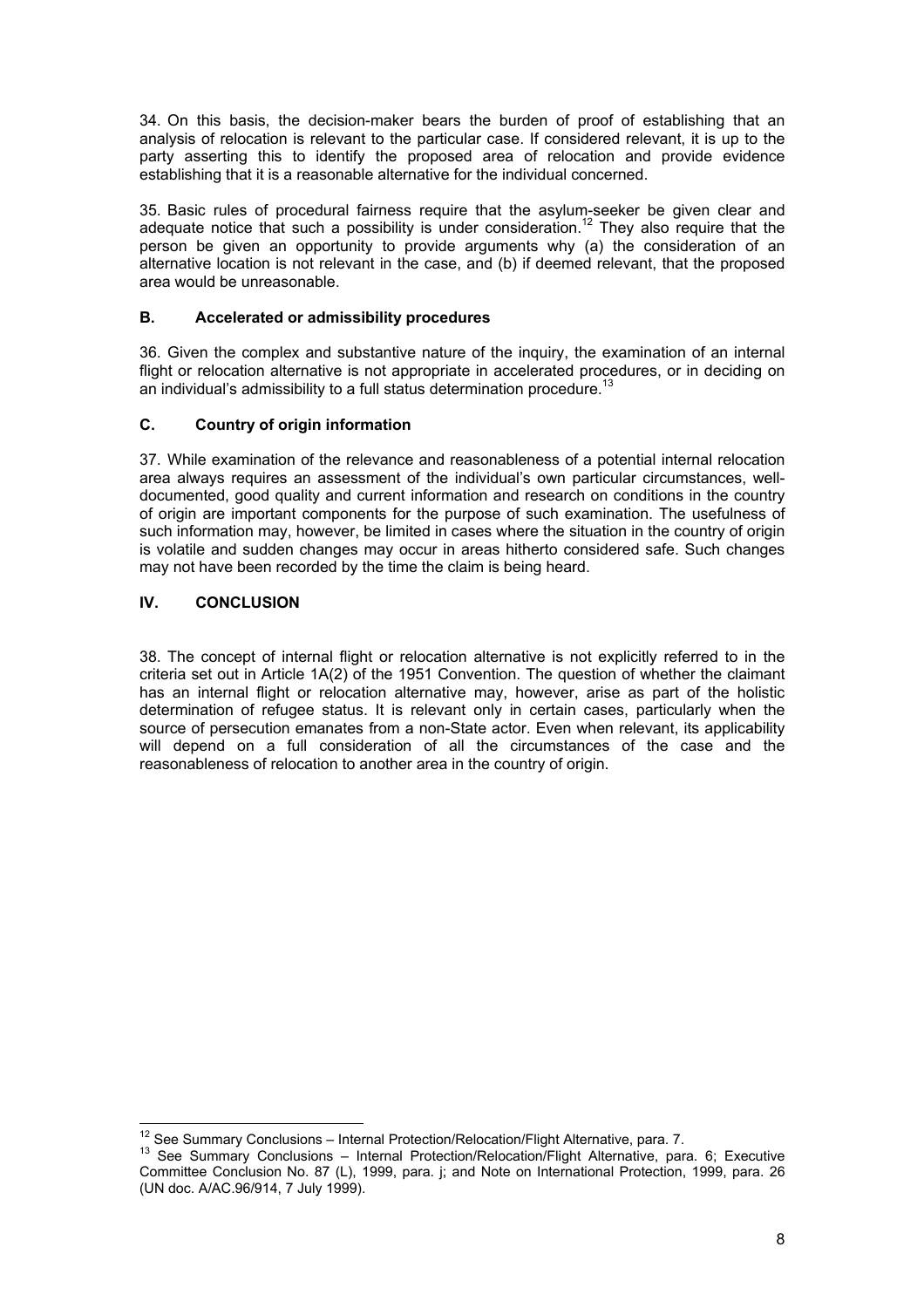34. On this basis, the decision-maker bears the burden of proof of establishing that an analysis of relocation is relevant to the particular case. If considered relevant, it is up to the party asserting this to identify the proposed area of relocation and provide evidence establishing that it is a reasonable alternative for the individual concerned.

35. Basic rules of procedural fairness require that the asylum-seeker be given clear and adequate notice that such a possibility is under consideration.[12] They also require that the person be given an opportunity to provide arguments why (a) the consideration of an alternative location is not relevant in the case, and (b) if deemed relevant, that the proposed area would be unreasonable.

### B. Accelerated or admissibility procedures

36. Given the complex and substantive nature of the inquiry, the examination of an internal flight or relocation alternative is not appropriate in accelerated procedures, or in deciding on an individual's admissibility to a full status determination procedure.[13]

### C. Country of origin information

37. While examination of the relevance and reasonableness of a potential internal relocation area always requires an assessment of the individual's own particular circumstances, well-documented, good quality and current information and research on conditions in the country of origin are important components for the purpose of such examination. The usefulness of such information may, however, be limited in cases where the situation in the country of origin is volatile and sudden changes may occur in areas hitherto considered safe. Such changes may not have been recorded by the time the claim is being heard.

## IV. CONCLUSION

38. The concept of internal flight or relocation alternative is not explicitly referred to in the criteria set out in Article 1A(2) of the 1951 Convention. The question of whether the claimant has an internal flight or relocation alternative may, however, arise as part of the holistic determination of refugee status. It is relevant only in certain cases, particularly when the source of persecution emanates from a non-State actor. Even when relevant, its applicability will depend on a full consideration of all the circumstances of the case and the reasonableness of relocation to another area in the country of origin.

---

[12] See Summary Conclusions – Internal Protection/Relocation/Flight Alternative, para. 7.

[13] See Summary Conclusions – Internal Protection/Relocation/Flight Alternative, para. 6; Executive Committee Conclusion No. 87 (L), 1999, para. j; and Note on International Protection, 1999, para. 26 (UN doc. A/AC.96/914, 7 July 1999).